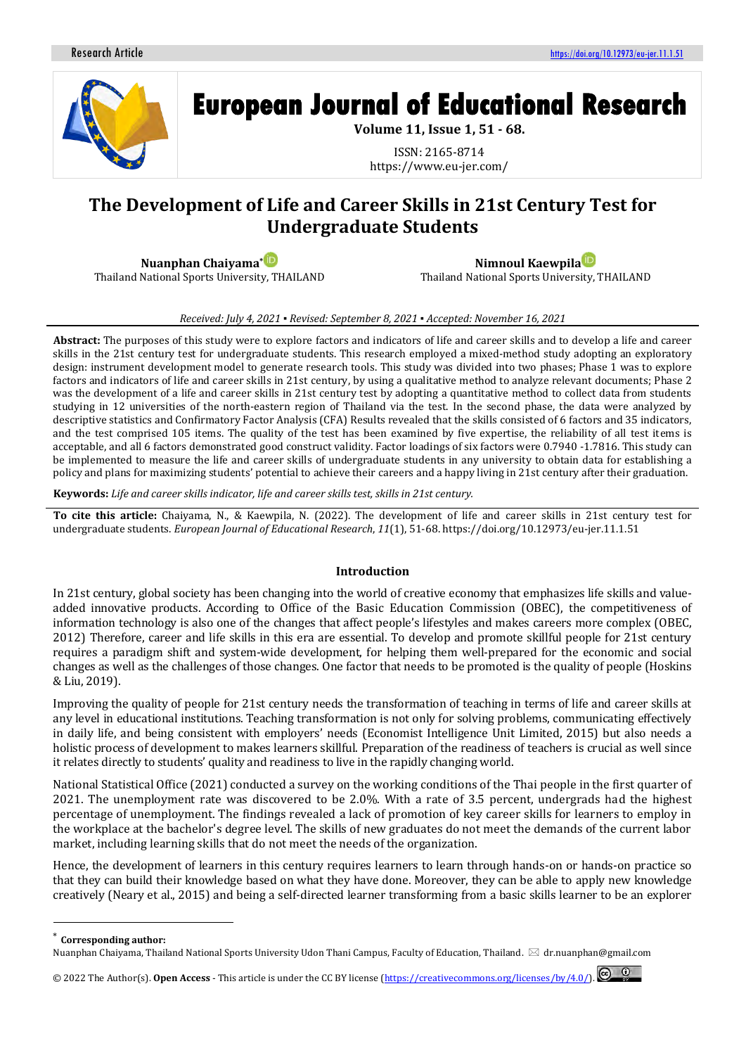Research Article

https://doi.org/10.12973/eu-jer.11.1.51

# European Journal of Educational Research

**Volume 11, Issue 1, 51 - 68.**

ISSN: 2165-8714
https://www.eu-jer.com/

# The Development of Life and Career Skills in 21st Century Test for Undergraduate Students

**Nuanphan Chaiyama***
Thailand National Sports University, THAILAND

**Nimnoul Kaewpila**
Thailand National Sports University, THAILAND

*Received: July 4, 2021 ▪ Revised: September 8, 2021 ▪ Accepted: November 16, 2021*

**Abstract:** The purposes of this study were to explore factors and indicators of life and career skills and to develop a life and career skills in the 21st century test for undergraduate students. This research employed a mixed-method study adopting an exploratory design: instrument development model to generate research tools. This study was divided into two phases; Phase 1 was to explore factors and indicators of life and career skills in 21st century, by using a qualitative method to analyze relevant documents; Phase 2 was the development of a life and career skills in 21st century test by adopting a quantitative method to collect data from students studying in 12 universities of the north-eastern region of Thailand via the test. In the second phase, the data were analyzed by descriptive statistics and Confirmatory Factor Analysis (CFA) Results revealed that the skills consisted of 6 factors and 35 indicators, and the test comprised 105 items. The quality of the test has been examined by five expertise, the reliability of all test items is acceptable, and all 6 factors demonstrated good construct validity. Factor loadings of six factors were 0.7940 -1.7816. This study can be implemented to measure the life and career skills of undergraduate students in any university to obtain data for establishing a policy and plans for maximizing students' potential to achieve their careers and a happy living in 21st century after their graduation.

**Keywords:** *Life and career skills indicator, life and career skills test, skills in 21st century.*

**To cite this article:** Chaiyama, N., & Kaewpila, N. (2022). The development of life and career skills in 21st century test for undergraduate students. *European Journal of Educational Research*, *11*(1), 51-68. https://doi.org/10.12973/eu-jer.11.1.51

## Introduction

In 21st century, global society has been changing into the world of creative economy that emphasizes life skills and value-added innovative products. According to Office of the Basic Education Commission (OBEC), the competitiveness of information technology is also one of the changes that affect people's lifestyles and makes careers more complex (OBEC, 2012) Therefore, career and life skills in this era are essential. To develop and promote skillful people for 21st century requires a paradigm shift and system-wide development, for helping them well-prepared for the economic and social changes as well as the challenges of those changes. One factor that needs to be promoted is the quality of people (Hoskins & Liu, 2019).

Improving the quality of people for 21st century needs the transformation of teaching in terms of life and career skills at any level in educational institutions. Teaching transformation is not only for solving problems, communicating effectively in daily life, and being consistent with employers' needs (Economist Intelligence Unit Limited, 2015) but also needs a holistic process of development to makes learners skillful. Preparation of the readiness of teachers is crucial as well since it relates directly to students' quality and readiness to live in the rapidly changing world.

National Statistical Office (2021) conducted a survey on the working conditions of the Thai people in the first quarter of 2021. The unemployment rate was discovered to be 2.0%. With a rate of 3.5 percent, undergrads had the highest percentage of unemployment. The findings revealed a lack of promotion of key career skills for learners to employ in the workplace at the bachelor's degree level. The skills of new graduates do not meet the demands of the current labor market, including learning skills that do not meet the needs of the organization.

Hence, the development of learners in this century requires learners to learn through hands-on or hands-on practice so that they can build their knowledge based on what they have done. Moreover, they can be able to apply new knowledge creatively (Neary et al., 2015) and being a self-directed learner transforming from a basic skills learner to be an explorer

* **Corresponding author:**
Nuanphan Chaiyama, Thailand National Sports University Udon Thani Campus, Faculty of Education, Thailand. ✉ dr.nuanphan@gmail.com

© 2022 The Author(s). **Open Access** - This article is under the CC BY license (https://creativecommons.org/licenses/by/4.0/).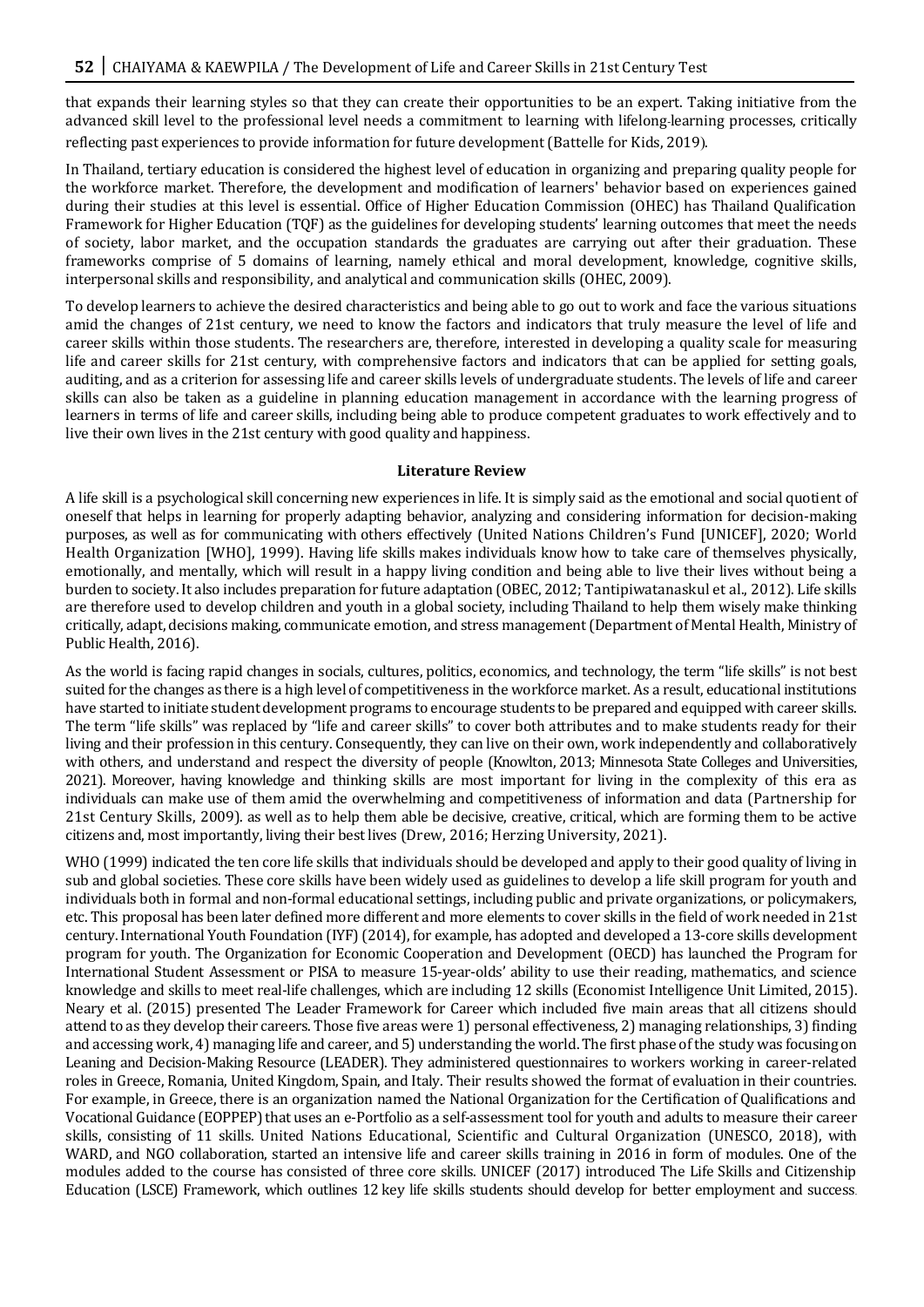that expands their learning styles so that they can create their opportunities to be an expert. Taking initiative from the advanced skill level to the professional level needs a commitment to learning with lifelong-learning processes, critically reflecting past experiences to provide information for future development (Battelle for Kids, 2019).

In Thailand, tertiary education is considered the highest level of education in organizing and preparing quality people for the workforce market. Therefore, the development and modification of learners' behavior based on experiences gained during their studies at this level is essential. Office of Higher Education Commission (OHEC) has Thailand Qualification Framework for Higher Education (TQF) as the guidelines for developing students' learning outcomes that meet the needs of society, labor market, and the occupation standards the graduates are carrying out after their graduation. These frameworks comprise of 5 domains of learning, namely ethical and moral development, knowledge, cognitive skills, interpersonal skills and responsibility, and analytical and communication skills (OHEC, 2009).

To develop learners to achieve the desired characteristics and being able to go out to work and face the various situations amid the changes of 21st century, we need to know the factors and indicators that truly measure the level of life and career skills within those students. The researchers are, therefore, interested in developing a quality scale for measuring life and career skills for 21st century, with comprehensive factors and indicators that can be applied for setting goals, auditing, and as a criterion for assessing life and career skills levels of undergraduate students. The levels of life and career skills can also be taken as a guideline in planning education management in accordance with the learning progress of learners in terms of life and career skills, including being able to produce competent graduates to work effectively and to live their own lives in the 21st century with good quality and happiness.

## Literature Review

A life skill is a psychological skill concerning new experiences in life. It is simply said as the emotional and social quotient of oneself that helps in learning for properly adapting behavior, analyzing and considering information for decision-making purposes, as well as for communicating with others effectively (United Nations Children's Fund [UNICEF], 2020; World Health Organization [WHO], 1999). Having life skills makes individuals know how to take care of themselves physically, emotionally, and mentally, which will result in a happy living condition and being able to live their lives without being a burden to society. It also includes preparation for future adaptation (OBEC, 2012; Tantipiwatanaskul et al., 2012). Life skills are therefore used to develop children and youth in a global society, including Thailand to help them wisely make thinking critically, adapt, decisions making, communicate emotion, and stress management (Department of Mental Health, Ministry of Public Health, 2016).

As the world is facing rapid changes in socials, cultures, politics, economics, and technology, the term "life skills" is not best suited for the changes as there is a high level of competitiveness in the workforce market. As a result, educational institutions have started to initiate student development programs to encourage students to be prepared and equipped with career skills. The term "life skills" was replaced by "life and career skills" to cover both attributes and to make students ready for their living and their profession in this century. Consequently, they can live on their own, work independently and collaboratively with others, and understand and respect the diversity of people (Knowlton, 2013; Minnesota State Colleges and Universities, 2021). Moreover, having knowledge and thinking skills are most important for living in the complexity of this era as individuals can make use of them amid the overwhelming and competitiveness of information and data (Partnership for 21st Century Skills, 2009). as well as to help them able be decisive, creative, critical, which are forming them to be active citizens and, most importantly, living their best lives (Drew, 2016; Herzing University, 2021).

WHO (1999) indicated the ten core life skills that individuals should be developed and apply to their good quality of living in sub and global societies. These core skills have been widely used as guidelines to develop a life skill program for youth and individuals both in formal and non-formal educational settings, including public and private organizations, or policymakers, etc. This proposal has been later defined more different and more elements to cover skills in the field of work needed in 21st century. International Youth Foundation (IYF) (2014), for example, has adopted and developed a 13-core skills development program for youth. The Organization for Economic Cooperation and Development (OECD) has launched the Program for International Student Assessment or PISA to measure 15-year-olds' ability to use their reading, mathematics, and science knowledge and skills to meet real-life challenges, which are including 12 skills (Economist Intelligence Unit Limited, 2015). Neary et al. (2015) presented The Leader Framework for Career which included five main areas that all citizens should attend to as they develop their careers. Those five areas were 1) personal effectiveness, 2) managing relationships, 3) finding and accessing work, 4) managing life and career, and 5) understanding the world. The first phase of the study was focusing on Leaning and Decision-Making Resource (LEADER). They administered questionnaires to workers working in career-related roles in Greece, Romania, United Kingdom, Spain, and Italy. Their results showed the format of evaluation in their countries. For example, in Greece, there is an organization named the National Organization for the Certification of Qualifications and Vocational Guidance (EOPPEP) that uses an e-Portfolio as a self-assessment tool for youth and adults to measure their career skills, consisting of 11 skills. United Nations Educational, Scientific and Cultural Organization (UNESCO, 2018), with WARD, and NGO collaboration, started an intensive life and career skills training in 2016 in form of modules. One of the modules added to the course has consisted of three core skills. UNICEF (2017) introduced The Life Skills and Citizenship Education (LSCE) Framework, which outlines 12 key life skills students should develop for better employment and success.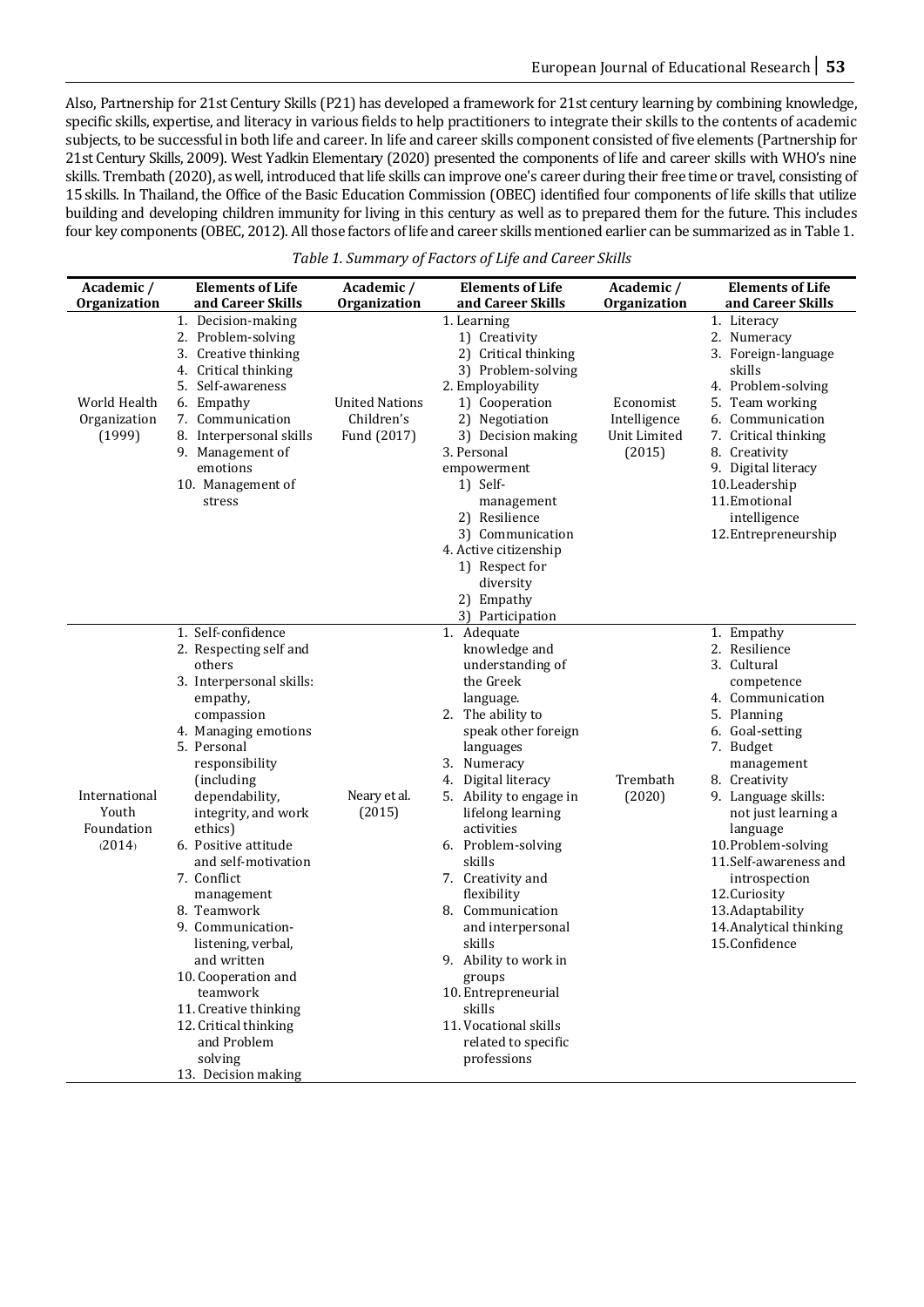Also, Partnership for 21st Century Skills (P21) has developed a framework for 21st century learning by combining knowledge, specific skills, expertise, and literacy in various fields to help practitioners to integrate their skills to the contents of academic subjects, to be successful in both life and career. In life and career skills component consisted of five elements (Partnership for 21st Century Skills, 2009). West Yadkin Elementary (2020) presented the components of life and career skills with WHO's nine skills. Trembath (2020), as well, introduced that life skills can improve one's career during their free time or travel, consisting of 15 skills. In Thailand, the Office of the Basic Education Commission (OBEC) identified four components of life skills that utilize building and developing children immunity for living in this century as well as to prepared them for the future. This includes four key components (OBEC, 2012). All those factors of life and career skills mentioned earlier can be summarized as in Table 1.

*Table 1. Summary of Factors of Life and Career Skills*

| Academic / Organization | Elements of Life and Career Skills | Academic / Organization | Elements of Life and Career Skills | Academic / Organization | Elements of Life and Career Skills |
|---|---|---|---|---|---|
| World Health Organization (1999) | 1. Decision-making<br>2. Problem-solving<br>3. Creative thinking<br>4. Critical thinking<br>5. Self-awareness<br>6. Empathy<br>7. Communication<br>8. Interpersonal skills<br>9. Management of emotions<br>10. Management of stress | United Nations Children's Fund (2017) | 1. Learning<br>1) Creativity<br>2) Critical thinking<br>3) Problem-solving<br>2. Employability<br>1) Cooperation<br>2) Negotiation<br>3) Decision making<br>3. Personal empowerment<br>1) Self-management<br>2) Resilience<br>3) Communication<br>4. Active citizenship<br>1) Respect for diversity<br>2) Empathy<br>3) Participation | Economist Intelligence Unit Limited (2015) | 1. Literacy<br>2. Numeracy<br>3. Foreign-language skills<br>4. Problem-solving<br>5. Team working<br>6. Communication<br>7. Critical thinking<br>8. Creativity<br>9. Digital literacy<br>10. Leadership<br>11. Emotional intelligence<br>12. Entrepreneurship |
| International Youth Foundation (2014) | 1. Self-confidence<br>2. Respecting self and others<br>3. Interpersonal skills: empathy, compassion<br>4. Managing emotions<br>5. Personal responsibility (including dependability, integrity, and work ethics)<br>6. Positive attitude and self-motivation<br>7. Conflict management<br>8. Teamwork<br>9. Communication-listening, verbal, and written<br>10. Cooperation and teamwork<br>11. Creative thinking<br>12. Critical thinking and Problem solving<br>13. Decision making | Neary et al. (2015) | 1. Adequate knowledge and understanding of the Greek language.<br>2. The ability to speak other foreign languages<br>3. Numeracy<br>4. Digital literacy<br>5. Ability to engage in lifelong learning activities<br>6. Problem-solving skills<br>7. Creativity and flexibility<br>8. Communication and interpersonal skills<br>9. Ability to work in groups<br>10. Entrepreneurial skills<br>11. Vocational skills related to specific professions | Trembath (2020) | 1. Empathy<br>2. Resilience<br>3. Cultural competence<br>4. Communication<br>5. Planning<br>6. Goal-setting<br>7. Budget management<br>8. Creativity<br>9. Language skills: not just learning a language<br>10. Problem-solving<br>11. Self-awareness and introspection<br>12. Curiosity<br>13. Adaptability<br>14. Analytical thinking<br>15. Confidence |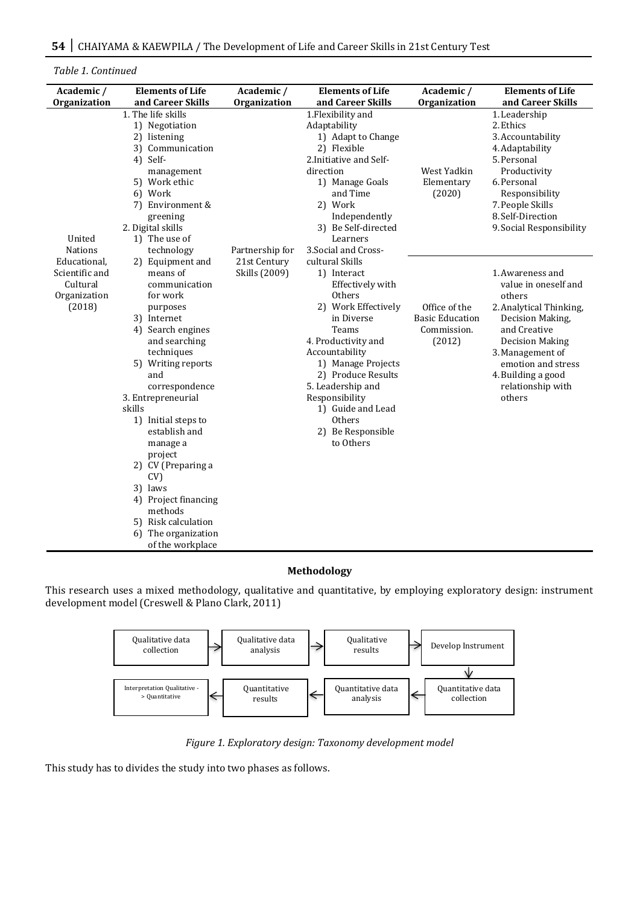*Table 1. Continued*

| Academic / Organization | Elements of Life and Career Skills | Academic / Organization | Elements of Life and Career Skills | Academic / Organization | Elements of Life and Career Skills |
|---|---|---|---|---|---|
| United Nations Educational, Scientific and Cultural Organization (2018) | 1. The life skills<br>1) Negotiation<br>2) listening<br>3) Communication<br>4) Self-management<br>5) Work ethic<br>6) Work<br>7) Environment & greening<br>2. Digital skills<br>1) The use of technology<br>2) Equipment and means of communication for work purposes<br>3) Internet<br>4) Search engines and searching techniques<br>5) Writing reports and correspondence<br>3. Entrepreneurial skills<br>1) Initial steps to establish and manage a project<br>2) CV (Preparing a CV)<br>3) laws<br>4) Project financing methods<br>5) Risk calculation<br>6) The organization of the workplace | Partnership for 21st Century Skills (2009) | 1.Flexibility and Adaptability<br>1) Adapt to Change<br>2) Flexible<br>2.Initiative and Self-direction<br>1) Manage Goals and Time<br>2) Work Independently<br>3) Be Self-directed Learners<br>3.Social and Cross-cultural Skills<br>1) Interact Effectively with Others<br>2) Work Effectively in Diverse Teams<br>4. Productivity and Accountability<br>1) Manage Projects<br>2) Produce Results<br>5. Leadership and Responsibility<br>1) Guide and Lead Others<br>2) Be Responsible to Others | West Yadkin Elementary (2020)<br><br>Office of the Basic Education Commission. (2012) | 1. Leadership<br>2. Ethics<br>3. Accountability<br>4. Adaptability<br>5. Personal Productivity<br>6. Personal Responsibility<br>7. People Skills<br>8. Self-Direction<br>9. Social Responsibility<br><br>1. Awareness and value in oneself and others<br>2. Analytical Thinking, Decision Making, and Creative Decision Making<br>3. Management of emotion and stress<br>4. Building a good relationship with others |

## Methodology

This research uses a mixed methodology, qualitative and quantitative, by employing exploratory design: instrument development model (Creswell & Plano Clark, 2011)

Qualitative data collection → Qualitative data analysis → Qualitative results → Develop Instrument → Quantitative data collection → Quantitative data analysis → Quantitative results → Interpretation Qualitative -> Quantitative

*Figure 1. Exploratory design: Taxonomy development model*

This study has to divides the study into two phases as follows.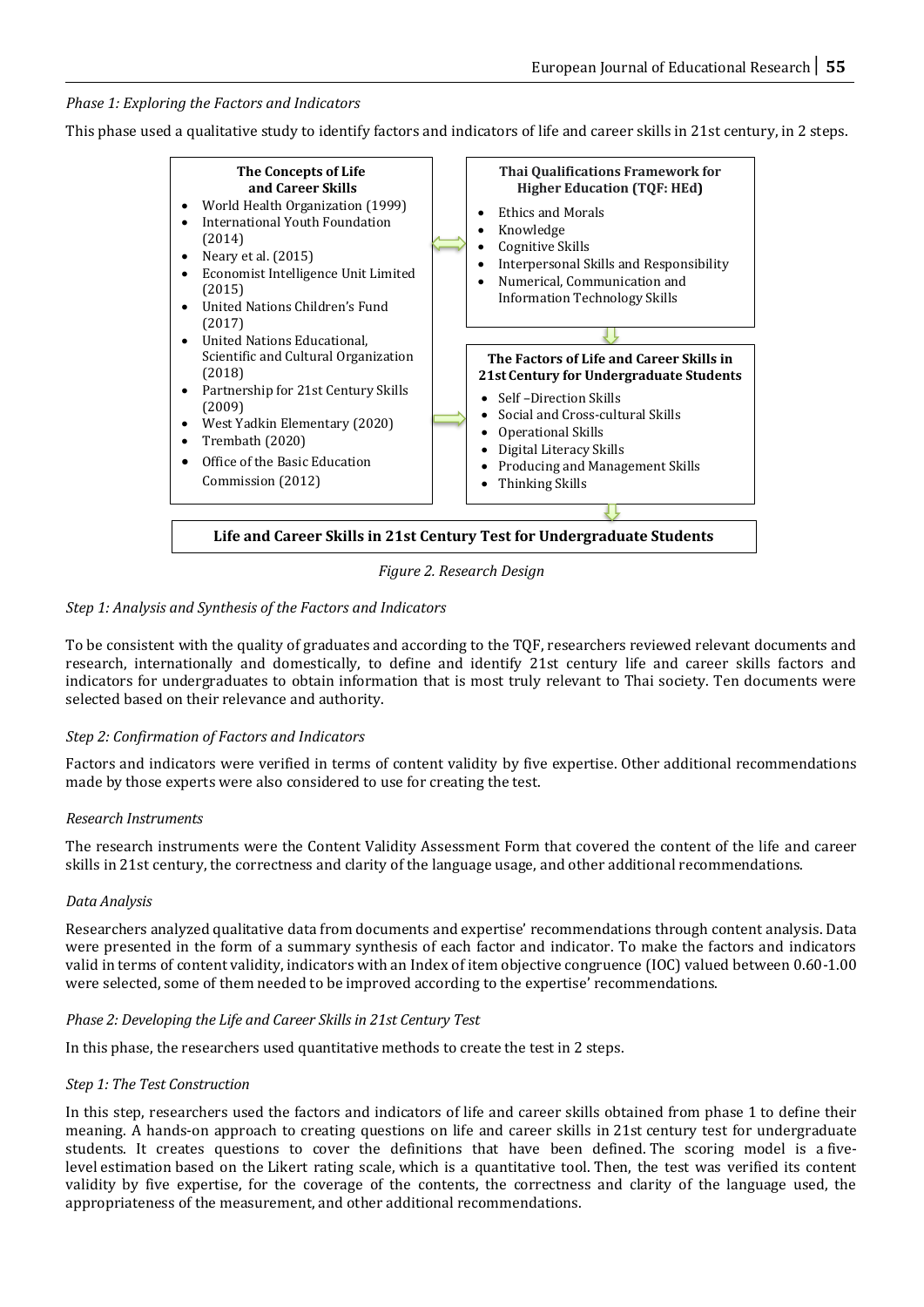*Phase 1: Exploring the Factors and Indicators*

This phase used a qualitative study to identify factors and indicators of life and career skills in 21st century, in 2 steps.

**The Concepts of Life and Career Skills**

- World Health Organization (1999)
- International Youth Foundation (2014)
- Neary et al. (2015)
- Economist Intelligence Unit Limited (2015)
- United Nations Children's Fund (2017)
- United Nations Educational, Scientific and Cultural Organization (2018)
- Partnership for 21st Century Skills (2009)
- West Yadkin Elementary (2020)
- Trembath (2020)
- Office of the Basic Education Commission (2012)

**Thai Qualifications Framework for Higher Education (TQF: HEd)**

- Ethics and Morals
- Knowledge
- Cognitive Skills
- Interpersonal Skills and Responsibility
- Numerical, Communication and Information Technology Skills

**The Factors of Life and Career Skills in 21st Century for Undergraduate Students**

- Self –Direction Skills
- Social and Cross-cultural Skills
- Operational Skills
- Digital Literacy Skills
- Producing and Management Skills
- Thinking Skills

**Life and Career Skills in 21st Century Test for Undergraduate Students**

*Figure 2. Research Design*

*Step 1: Analysis and Synthesis of the Factors and Indicators*

To be consistent with the quality of graduates and according to the TQF, researchers reviewed relevant documents and research, internationally and domestically, to define and identify 21st century life and career skills factors and indicators for undergraduates to obtain information that is most truly relevant to Thai society. Ten documents were selected based on their relevance and authority.

*Step 2: Confirmation of Factors and Indicators*

Factors and indicators were verified in terms of content validity by five expertise. Other additional recommendations made by those experts were also considered to use for creating the test.

*Research Instruments*

The research instruments were the Content Validity Assessment Form that covered the content of the life and career skills in 21st century, the correctness and clarity of the language usage, and other additional recommendations.

*Data Analysis*

Researchers analyzed qualitative data from documents and expertise' recommendations through content analysis. Data were presented in the form of a summary synthesis of each factor and indicator. To make the factors and indicators valid in terms of content validity, indicators with an Index of item objective congruence (IOC) valued between 0.60-1.00 were selected, some of them needed to be improved according to the expertise' recommendations.

*Phase 2: Developing the Life and Career Skills in 21st Century Test*

In this phase, the researchers used quantitative methods to create the test in 2 steps.

*Step 1: The Test Construction*

In this step, researchers used the factors and indicators of life and career skills obtained from phase 1 to define their meaning. A hands-on approach to creating questions on life and career skills in 21st century test for undergraduate students. It creates questions to cover the definitions that have been defined. The scoring model is a five-level estimation based on the Likert rating scale, which is a quantitative tool. Then, the test was verified its content validity by five expertise, for the coverage of the contents, the correctness and clarity of the language used, the appropriateness of the measurement, and other additional recommendations.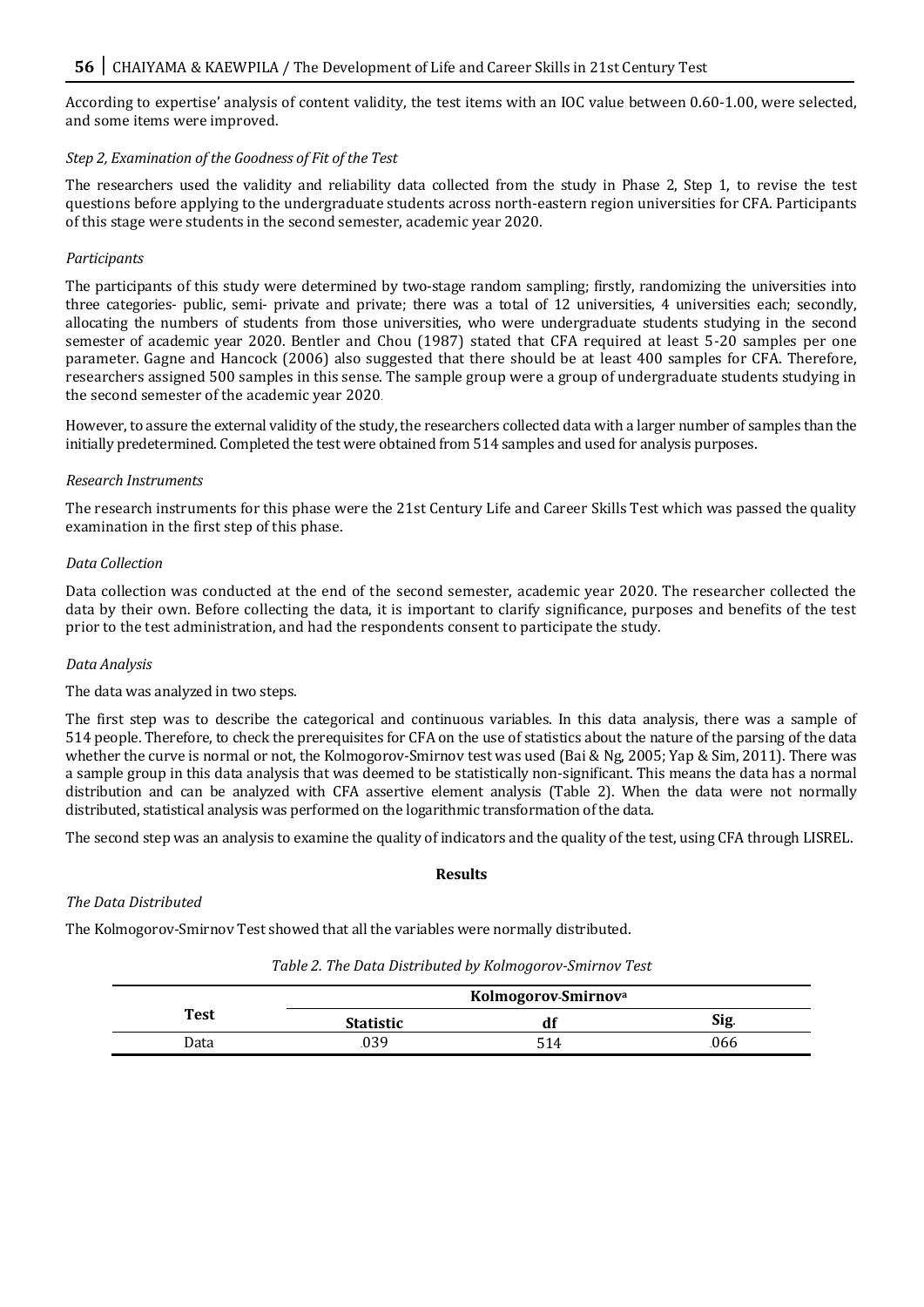According to expertise' analysis of content validity, the test items with an IOC value between 0.60-1.00, were selected, and some items were improved.

*Step 2, Examination of the Goodness of Fit of the Test*

The researchers used the validity and reliability data collected from the study in Phase 2, Step 1, to revise the test questions before applying to the undergraduate students across north-eastern region universities for CFA. Participants of this stage were students in the second semester, academic year 2020.

*Participants*

The participants of this study were determined by two-stage random sampling; firstly, randomizing the universities into three categories- public, semi- private and private; there was a total of 12 universities, 4 universities each; secondly, allocating the numbers of students from those universities, who were undergraduate students studying in the second semester of academic year 2020. Bentler and Chou (1987) stated that CFA required at least 5-20 samples per one parameter. Gagne and Hancock (2006) also suggested that there should be at least 400 samples for CFA. Therefore, researchers assigned 500 samples in this sense. The sample group were a group of undergraduate students studying in the second semester of the academic year 2020.

However, to assure the external validity of the study, the researchers collected data with a larger number of samples than the initially predetermined. Completed the test were obtained from 514 samples and used for analysis purposes.

*Research Instruments*

The research instruments for this phase were the 21st Century Life and Career Skills Test which was passed the quality examination in the first step of this phase.

*Data Collection*

Data collection was conducted at the end of the second semester, academic year 2020. The researcher collected the data by their own. Before collecting the data, it is important to clarify significance, purposes and benefits of the test prior to the test administration, and had the respondents consent to participate the study.

*Data Analysis*

The data was analyzed in two steps.

The first step was to describe the categorical and continuous variables. In this data analysis, there was a sample of 514 people. Therefore, to check the prerequisites for CFA on the use of statistics about the nature of the parsing of the data whether the curve is normal or not, the Kolmogorov-Smirnov test was used (Bai & Ng, 2005; Yap & Sim, 2011). There was a sample group in this data analysis that was deemed to be statistically non-significant. This means the data has a normal distribution and can be analyzed with CFA assertive element analysis (Table 2). When the data were not normally distributed, statistical analysis was performed on the logarithmic transformation of the data.

The second step was an analysis to examine the quality of indicators and the quality of the test, using CFA through LISREL.

**Results**

*The Data Distributed*

The Kolmogorov-Smirnov Test showed that all the variables were normally distributed.

*Table 2. The Data Distributed by Kolmogorov-Smirnov Test*

| Test | Kolmogorov-Smirnov[a] | | |
|---|---|---|---|
| | Statistic | df | Sig. |
| Data | .039 | 514 | .066 |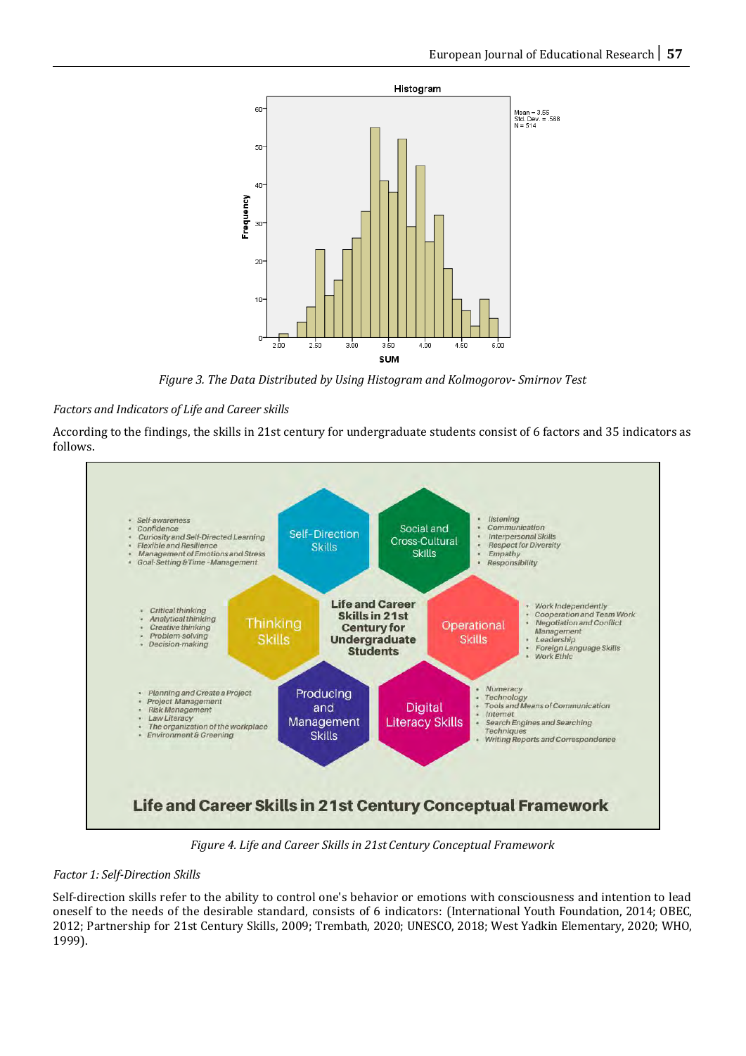Figure 3. The Data Distributed by Using Histogram and Kolmogorov- Smirnov Test

*Factors and Indicators of Life and Career skills*

According to the findings, the skills in 21st century for undergraduate students consist of 6 factors and 35 indicators as follows.

Figure 4. Life and Career Skills in 21st Century Conceptual Framework

*Factor 1: Self-Direction Skills*

Self-direction skills refer to the ability to control one's behavior or emotions with consciousness and intention to lead oneself to the needs of the desirable standard, consists of 6 indicators: (International Youth Foundation, 2014; OBEC, 2012; Partnership for 21st Century Skills, 2009; Trembath, 2020; UNESCO, 2018; West Yadkin Elementary, 2020; WHO, 1999).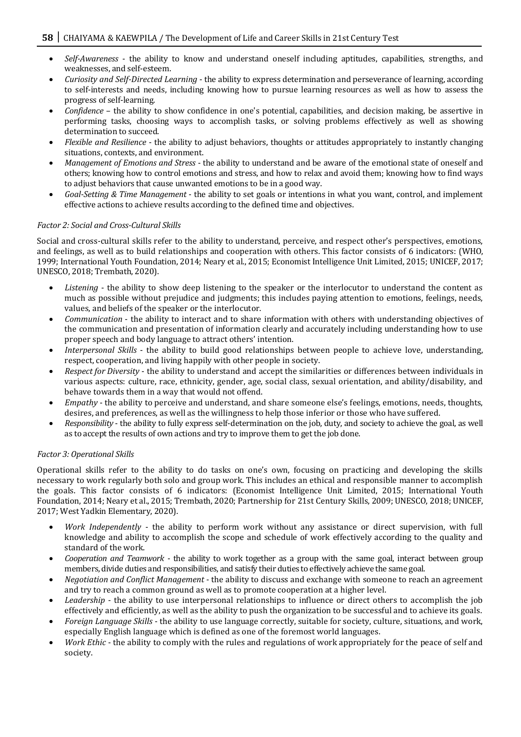- *Self-Awareness* - the ability to know and understand oneself including aptitudes, capabilities, strengths, and weaknesses, and self-esteem.
- *Curiosity and Self-Directed Learning* - the ability to express determination and perseverance of learning, according to self-interests and needs, including knowing how to pursue learning resources as well as how to assess the progress of self-learning.
- *Confidence* – the ability to show confidence in one's potential, capabilities, and decision making, be assertive in performing tasks, choosing ways to accomplish tasks, or solving problems effectively as well as showing determination to succeed.
- *Flexible and Resilience* - the ability to adjust behaviors, thoughts or attitudes appropriately to instantly changing situations, contexts, and environment.
- *Management of Emotions and Stress* - the ability to understand and be aware of the emotional state of oneself and others; knowing how to control emotions and stress, and how to relax and avoid them; knowing how to find ways to adjust behaviors that cause unwanted emotions to be in a good way.
- *Goal-Setting & Time Management* - the ability to set goals or intentions in what you want, control, and implement effective actions to achieve results according to the defined time and objectives.

*Factor 2: Social and Cross-Cultural Skills*

Social and cross-cultural skills refer to the ability to understand, perceive, and respect other's perspectives, emotions, and feelings, as well as to build relationships and cooperation with others. This factor consists of 6 indicators: (WHO, 1999; International Youth Foundation, 2014; Neary et al., 2015; Economist Intelligence Unit Limited, 2015; UNICEF, 2017; UNESCO, 2018; Trembath, 2020).

- *Listening* - the ability to show deep listening to the speaker or the interlocutor to understand the content as much as possible without prejudice and judgments; this includes paying attention to emotions, feelings, needs, values, and beliefs of the speaker or the interlocutor.
- *Communication* - the ability to interact and to share information with others with understanding objectives of the communication and presentation of information clearly and accurately including understanding how to use proper speech and body language to attract others' intention.
- *Interpersonal Skills* - the ability to build good relationships between people to achieve love, understanding, respect, cooperation, and living happily with other people in society.
- *Respect for Diversity* - the ability to understand and accept the similarities or differences between individuals in various aspects: culture, race, ethnicity, gender, age, social class, sexual orientation, and ability/disability, and behave towards them in a way that would not offend.
- *Empathy* - the ability to perceive and understand, and share someone else's feelings, emotions, needs, thoughts, desires, and preferences, as well as the willingness to help those inferior or those who have suffered.
- *Responsibility* - the ability to fully express self-determination on the job, duty, and society to achieve the goal, as well as to accept the results of own actions and try to improve them to get the job done.

*Factor 3: Operational Skills*

Operational skills refer to the ability to do tasks on one's own, focusing on practicing and developing the skills necessary to work regularly both solo and group work. This includes an ethical and responsible manner to accomplish the goals. This factor consists of 6 indicators: (Economist Intelligence Unit Limited, 2015; International Youth Foundation, 2014; Neary et al., 2015; Trembath, 2020; Partnership for 21st Century Skills, 2009; UNESCO, 2018; UNICEF, 2017; West Yadkin Elementary, 2020).

- *Work Independently* - the ability to perform work without any assistance or direct supervision, with full knowledge and ability to accomplish the scope and schedule of work effectively according to the quality and standard of the work.
- *Cooperation and Teamwork* - the ability to work together as a group with the same goal, interact between group members, divide duties and responsibilities, and satisfy their duties to effectively achieve the same goal.
- *Negotiation and Conflict Management* - the ability to discuss and exchange with someone to reach an agreement and try to reach a common ground as well as to promote cooperation at a higher level.
- *Leadership* - the ability to use interpersonal relationships to influence or direct others to accomplish the job effectively and efficiently, as well as the ability to push the organization to be successful and to achieve its goals.
- *Foreign Language Skills* - the ability to use language correctly, suitable for society, culture, situations, and work, especially English language which is defined as one of the foremost world languages.
- *Work Ethic* - the ability to comply with the rules and regulations of work appropriately for the peace of self and society.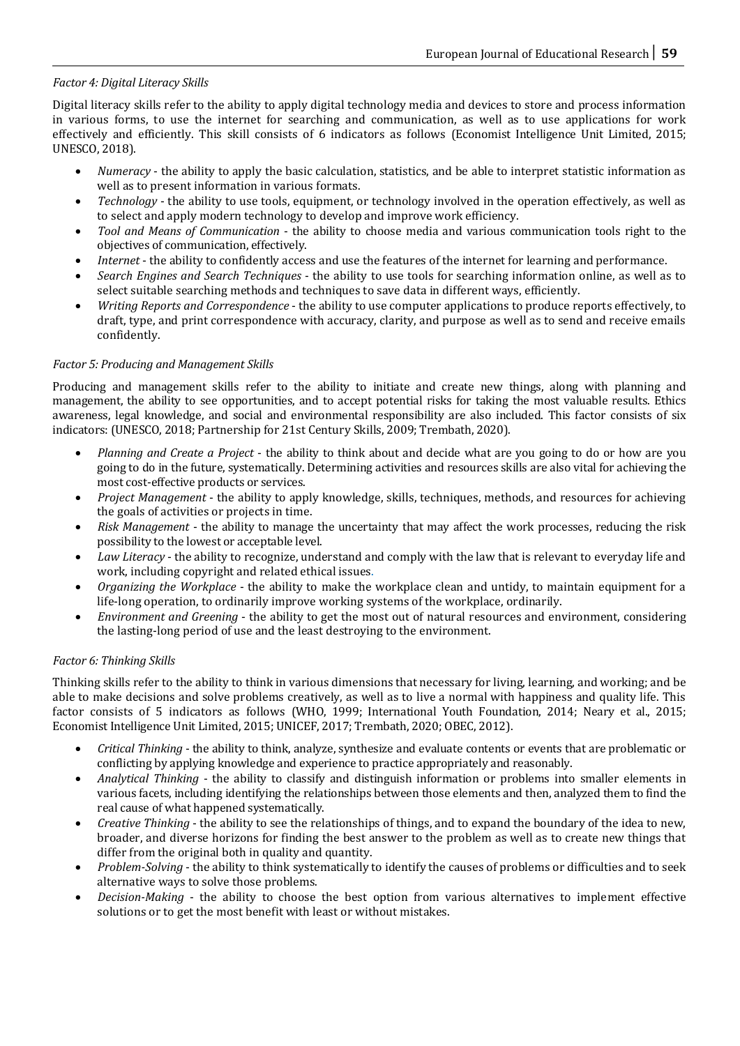*Factor 4: Digital Literacy Skills*

Digital literacy skills refer to the ability to apply digital technology media and devices to store and process information in various forms, to use the internet for searching and communication, as well as to use applications for work effectively and efficiently. This skill consists of 6 indicators as follows (Economist Intelligence Unit Limited, 2015; UNESCO, 2018).

- *Numeracy* - the ability to apply the basic calculation, statistics, and be able to interpret statistic information as well as to present information in various formats.
- *Technology* - the ability to use tools, equipment, or technology involved in the operation effectively, as well as to select and apply modern technology to develop and improve work efficiency.
- *Tool and Means of Communication* - the ability to choose media and various communication tools right to the objectives of communication, effectively.
- *Internet* - the ability to confidently access and use the features of the internet for learning and performance.
- *Search Engines and Search Techniques* - the ability to use tools for searching information online, as well as to select suitable searching methods and techniques to save data in different ways, efficiently.
- *Writing Reports and Correspondence* - the ability to use computer applications to produce reports effectively, to draft, type, and print correspondence with accuracy, clarity, and purpose as well as to send and receive emails confidently.

*Factor 5: Producing and Management Skills*

Producing and management skills refer to the ability to initiate and create new things, along with planning and management, the ability to see opportunities, and to accept potential risks for taking the most valuable results. Ethics awareness, legal knowledge, and social and environmental responsibility are also included. This factor consists of six indicators: (UNESCO, 2018; Partnership for 21st Century Skills, 2009; Trembath, 2020).

- *Planning and Create a Project* - the ability to think about and decide what are you going to do or how are you going to do in the future, systematically. Determining activities and resources skills are also vital for achieving the most cost-effective products or services.
- *Project Management* - the ability to apply knowledge, skills, techniques, methods, and resources for achieving the goals of activities or projects in time.
- *Risk Management* - the ability to manage the uncertainty that may affect the work processes, reducing the risk possibility to the lowest or acceptable level.
- *Law Literacy* - the ability to recognize, understand and comply with the law that is relevant to everyday life and work, including copyright and related ethical issues.
- *Organizing the Workplace* - the ability to make the workplace clean and untidy, to maintain equipment for a life-long operation, to ordinarily improve working systems of the workplace, ordinarily.
- *Environment and Greening* - the ability to get the most out of natural resources and environment, considering the lasting-long period of use and the least destroying to the environment.

*Factor 6: Thinking Skills*

Thinking skills refer to the ability to think in various dimensions that necessary for living, learning, and working; and be able to make decisions and solve problems creatively, as well as to live a normal with happiness and quality life. This factor consists of 5 indicators as follows (WHO, 1999; International Youth Foundation, 2014; Neary et al., 2015; Economist Intelligence Unit Limited, 2015; UNICEF, 2017; Trembath, 2020; OBEC, 2012).

- *Critical Thinking* - the ability to think, analyze, synthesize and evaluate contents or events that are problematic or conflicting by applying knowledge and experience to practice appropriately and reasonably.
- *Analytical Thinking* - the ability to classify and distinguish information or problems into smaller elements in various facets, including identifying the relationships between those elements and then, analyzed them to find the real cause of what happened systematically.
- *Creative Thinking* - the ability to see the relationships of things, and to expand the boundary of the idea to new, broader, and diverse horizons for finding the best answer to the problem as well as to create new things that differ from the original both in quality and quantity.
- *Problem-Solving* - the ability to think systematically to identify the causes of problems or difficulties and to seek alternative ways to solve those problems.
- *Decision-Making* - the ability to choose the best option from various alternatives to implement effective solutions or to get the most benefit with least or without mistakes.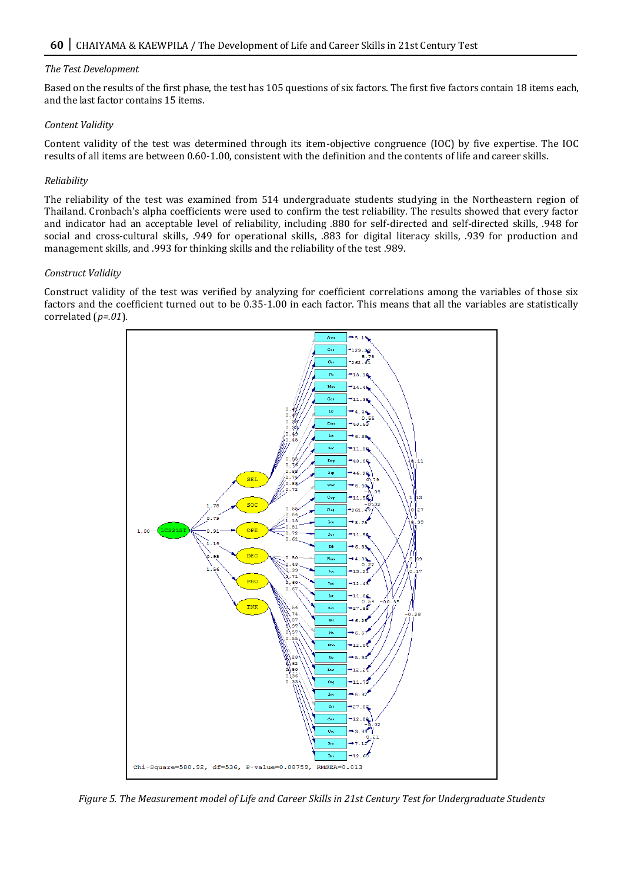*The Test Development*

Based on the results of the first phase, the test has 105 questions of six factors. The first five factors contain 18 items each, and the last factor contains 15 items.

*Content Validity*

Content validity of the test was determined through its item-objective congruence (IOC) by five expertise. The IOC results of all items are between 0.60-1.00, consistent with the definition and the contents of life and career skills.

*Reliability*

The reliability of the test was examined from 514 undergraduate students studying in the Northeastern region of Thailand. Cronbach's alpha coefficients were used to confirm the test reliability. The results showed that every factor and indicator had an acceptable level of reliability, including .880 for self-directed and self-directed skills, .948 for social and cross-cultural skills, .949 for operational skills, .883 for digital literacy skills, .939 for production and management skills, and .993 for thinking skills and the reliability of the test .989.

*Construct Validity*

Construct validity of the test was verified by analyzing for coefficient correlations among the variables of those six factors and the coefficient turned out to be 0.35-1.00 in each factor. This means that all the variables are statistically correlated ($p=.01$).

*Figure 5. The Measurement model of Life and Career Skills in 21st Century Test for Undergraduate Students*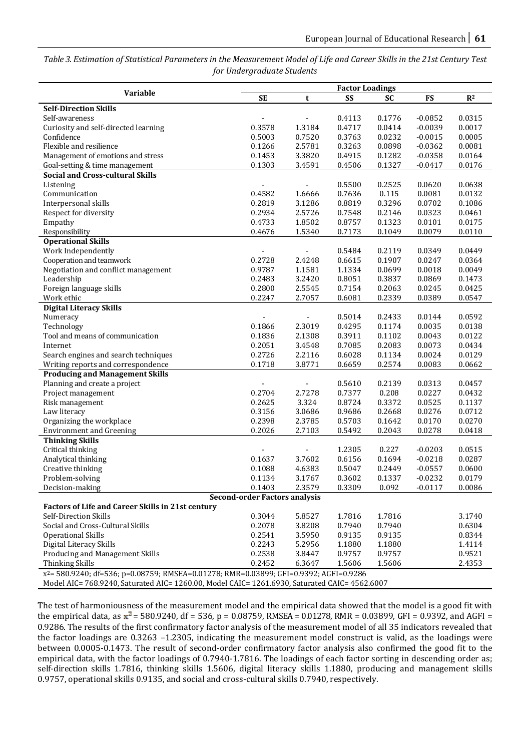*Table 3. Estimation of Statistical Parameters in the Measurement Model of Life and Career Skills in the 21st Century Test for Undergraduate Students*

| Variable | Factor Loadings | | | | | |
|---|---|---|---|---|---|---|
| | SE | t | SS | SC | FS | $R^2$ |
| **Self-Direction Skills** | | | | | | |
| Self-awareness | - | - | 0.4113 | 0.1776 | -0.0852 | 0.0315 |
| Curiosity and self-directed learning | 0.3578 | 1.3184 | 0.4717 | 0.0414 | -0.0039 | 0.0017 |
| Confidence | 0.5003 | 0.7520 | 0.3763 | 0.0232 | -0.0015 | 0.0005 |
| Flexible and resilience | 0.1266 | 2.5781 | 0.3263 | 0.0898 | -0.0362 | 0.0081 |
| Management of emotions and stress | 0.1453 | 3.3820 | 0.4915 | 0.1282 | -0.0358 | 0.0164 |
| Goal-setting & time management | 0.1303 | 3.4591 | 0.4506 | 0.1327 | -0.0417 | 0.0176 |
| **Social and Cross-cultural Skills** | | | | | | |
| Listening | - | - | 0.5500 | 0.2525 | 0.0620 | 0.0638 |
| Communication | 0.4582 | 1.6666 | 0.7636 | 0.115 | 0.0081 | 0.0132 |
| Interpersonal skills | 0.2819 | 3.1286 | 0.8819 | 0.3296 | 0.0702 | 0.1086 |
| Respect for diversity | 0.2934 | 2.5726 | 0.7548 | 0.2146 | 0.0323 | 0.0461 |
| Empathy | 0.4733 | 1.8502 | 0.8757 | 0.1323 | 0.0101 | 0.0175 |
| Responsibility | 0.4676 | 1.5340 | 0.7173 | 0.1049 | 0.0079 | 0.0110 |
| **Operational Skills** | | | | | | |
| Work Independently | - | - | 0.5484 | 0.2119 | 0.0349 | 0.0449 |
| Cooperation and teamwork | 0.2728 | 2.4248 | 0.6615 | 0.1907 | 0.0247 | 0.0364 |
| Negotiation and conflict management | 0.9787 | 1.1581 | 1.1334 | 0.0699 | 0.0018 | 0.0049 |
| Leadership | 0.2483 | 3.2420 | 0.8051 | 0.3837 | 0.0869 | 0.1473 |
| Foreign language skills | 0.2800 | 2.5545 | 0.7154 | 0.2063 | 0.0245 | 0.0425 |
| Work ethic | 0.2247 | 2.7057 | 0.6081 | 0.2339 | 0.0389 | 0.0547 |
| **Digital Literacy Skills** | | | | | | |
| Numeracy | - | - | 0.5014 | 0.2433 | 0.0144 | 0.0592 |
| Technology | 0.1866 | 2.3019 | 0.4295 | 0.1174 | 0.0035 | 0.0138 |
| Tool and means of communication | 0.1836 | 2.1308 | 0.3911 | 0.1102 | 0.0043 | 0.0122 |
| Internet | 0.2051 | 3.4548 | 0.7085 | 0.2083 | 0.0073 | 0.0434 |
| Search engines and search techniques | 0.2726 | 2.2116 | 0.6028 | 0.1134 | 0.0024 | 0.0129 |
| Writing reports and correspondence | 0.1718 | 3.8771 | 0.6659 | 0.2574 | 0.0083 | 0.0662 |
| **Producing and Management Skills** | | | | | | |
| Planning and create a project | - | - | 0.5610 | 0.2139 | 0.0313 | 0.0457 |
| Project management | 0.2704 | 2.7278 | 0.7377 | 0.208 | 0.0227 | 0.0432 |
| Risk management | 0.2625 | 3.324 | 0.8724 | 0.3372 | 0.0525 | 0.1137 |
| Law literacy | 0.3156 | 3.0686 | 0.9686 | 0.2668 | 0.0276 | 0.0712 |
| Organizing the workplace | 0.2398 | 2.3785 | 0.5703 | 0.1642 | 0.0170 | 0.0270 |
| Environment and Greening | 0.2026 | 2.7103 | 0.5492 | 0.2043 | 0.0278 | 0.0418 |
| **Thinking Skills** | | | | | | |
| Critical thinking | - | - | 1.2305 | 0.227 | -0.0203 | 0.0515 |
| Analytical thinking | 0.1637 | 3.7602 | 0.6156 | 0.1694 | -0.0218 | 0.0287 |
| Creative thinking | 0.1088 | 4.6383 | 0.5047 | 0.2449 | -0.0557 | 0.0600 |
| Problem-solving | 0.1134 | 3.1767 | 0.3602 | 0.1337 | -0.0232 | 0.0179 |
| Decision-making | 0.1403 | 2.3579 | 0.3309 | 0.092 | -0.0117 | 0.0086 |
| **Second-order Factors analysis** | | | | | | |
| **Factors of Life and Career Skills in 21st century** | | | | | | |
| Self-Direction Skills | 0.3044 | 5.8527 | 1.7816 | 1.7816 | | 3.1740 |
| Social and Cross-Cultural Skills | 0.2078 | 3.8208 | 0.7940 | 0.7940 | | 0.6304 |
| Operational Skills | 0.2541 | 3.5950 | 0.9135 | 0.9135 | | 0.8344 |
| Digital Literacy Skills | 0.2243 | 5.2956 | 1.1880 | 1.1880 | | 1.4114 |
| Producing and Management Skills | 0.2538 | 3.8447 | 0.9757 | 0.9757 | | 0.9521 |
| Thinking Skills | 0.2452 | 6.3647 | 1.5606 | 1.5606 | | 2.4353 |

$x^2$= 580.9240; df=536; p=0.08759; RMSEA=0.01278; RMR=0.03899; GFI=0.9392; AGFI=0.9286
Model AIC= 768.9240, Saturated AIC= 1260.00, Model CAIC= 1261.6930, Saturated CAIC= 4562.6007

The test of harmoniousness of the measurement model and the empirical data showed that the model is a good fit with the empirical data, as $x^2$ = 580.9240, df = 536, p = 0.08759, RMSEA = 0.01278, RMR = 0.03899, GFI = 0.9392, and AGFI = 0.9286. The results of the first confirmatory factor analysis of the measurement model of all 35 indicators revealed that the factor loadings are 0.3263 –1.2305, indicating the measurement model construct is valid, as the loadings were between 0.0005-0.1473. The result of second-order confirmatory factor analysis also confirmed the good fit to the empirical data, with the factor loadings of 0.7940-1.7816. The loadings of each factor sorting in descending order as; self-direction skills 1.7816, thinking skills 1.5606, digital literacy skills 1.1880, producing and management skills 0.9757, operational skills 0.9135, and social and cross-cultural skills 0.7940, respectively.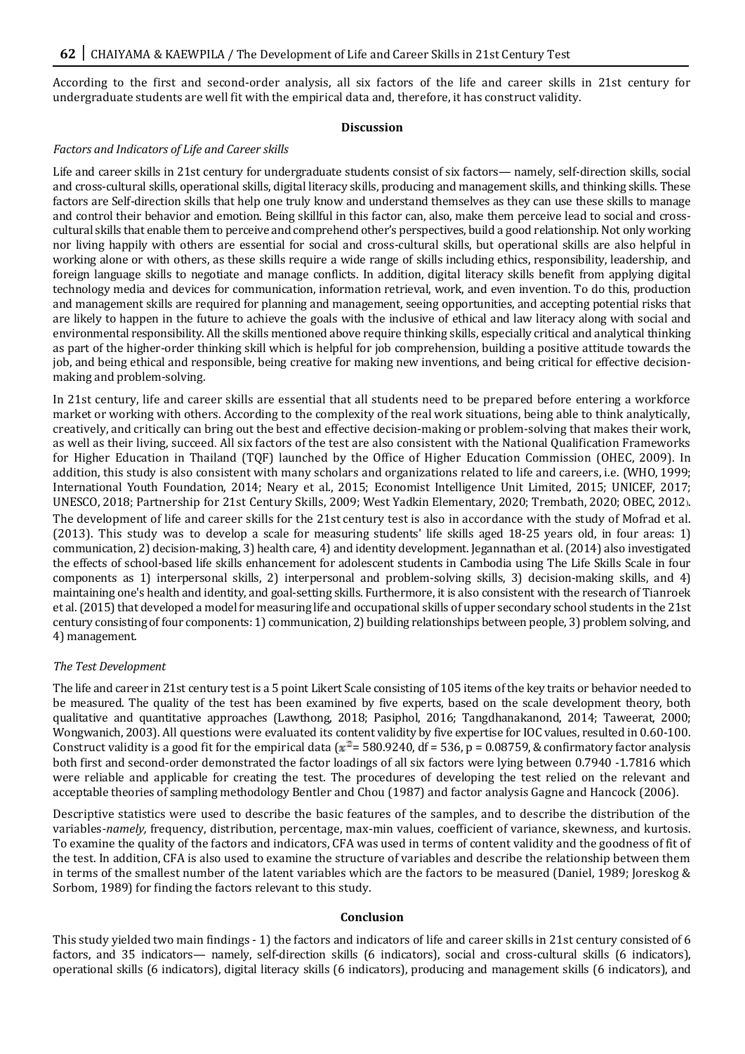According to the first and second-order analysis, all six factors of the life and career skills in 21st century for undergraduate students are well fit with the empirical data and, therefore, it has construct validity.

## Discussion

*Factors and Indicators of Life and Career skills*

Life and career skills in 21st century for undergraduate students consist of six factors— namely, self-direction skills, social and cross-cultural skills, operational skills, digital literacy skills, producing and management skills, and thinking skills. These factors are Self-direction skills that help one truly know and understand themselves as they can use these skills to manage and control their behavior and emotion. Being skillful in this factor can, also, make them perceive lead to social and cross-cultural skills that enable them to perceive and comprehend other's perspectives, build a good relationship. Not only working nor living happily with others are essential for social and cross-cultural skills, but operational skills are also helpful in working alone or with others, as these skills require a wide range of skills including ethics, responsibility, leadership, and foreign language skills to negotiate and manage conflicts. In addition, digital literacy skills benefit from applying digital technology media and devices for communication, information retrieval, work, and even invention. To do this, production and management skills are required for planning and management, seeing opportunities, and accepting potential risks that are likely to happen in the future to achieve the goals with the inclusive of ethical and law literacy along with social and environmental responsibility. All the skills mentioned above require thinking skills, especially critical and analytical thinking as part of the higher-order thinking skill which is helpful for job comprehension, building a positive attitude towards the job, and being ethical and responsible, being creative for making new inventions, and being critical for effective decision-making and problem-solving.

In 21st century, life and career skills are essential that all students need to be prepared before entering a workforce market or working with others. According to the complexity of the real work situations, being able to think analytically, creatively, and critically can bring out the best and effective decision-making or problem-solving that makes their work, as well as their living, succeed. All six factors of the test are also consistent with the National Qualification Frameworks for Higher Education in Thailand (TQF) launched by the Office of Higher Education Commission (OHEC, 2009). In addition, this study is also consistent with many scholars and organizations related to life and careers, i.e. (WHO, 1999; International Youth Foundation, 2014; Neary et al., 2015; Economist Intelligence Unit Limited, 2015; UNICEF, 2017; UNESCO, 2018; Partnership for 21st Century Skills, 2009; West Yadkin Elementary, 2020; Trembath, 2020; OBEC, 2012). The development of life and career skills for the 21st century test is also in accordance with the study of Mofrad et al. (2013). This study was to develop a scale for measuring students' life skills aged 18-25 years old, in four areas: 1) communication, 2) decision-making, 3) health care, 4) and identity development. Jegannathan et al. (2014) also investigated the effects of school-based life skills enhancement for adolescent students in Cambodia using The Life Skills Scale in four components as 1) interpersonal skills, 2) interpersonal and problem-solving skills, 3) decision-making skills, and 4) maintaining one's health and identity, and goal-setting skills. Furthermore, it is also consistent with the research of Tianroek et al. (2015) that developed a model for measuring life and occupational skills of upper secondary school students in the 21st century consisting of four components: 1) communication, 2) building relationships between people, 3) problem solving, and 4) management.

*The Test Development*

The life and career in 21st century test is a 5 point Likert Scale consisting of 105 items of the key traits or behavior needed to be measured. The quality of the test has been examined by five experts, based on the scale development theory, both qualitative and quantitative approaches (Lawthong, 2018; Pasiphol, 2016; Tangdhanakanond, 2014; Taweerat, 2000; Wongwanich, 2003). All questions were evaluated its content validity by five expertise for IOC values, resulted in 0.60-100. Construct validity is a good fit for the empirical data ($\chi^2$= 580.9240, df = 536, p = 0.08759, & confirmatory factor analysis both first and second-order demonstrated the factor loadings of all six factors were lying between 0.7940 -1.7816 which were reliable and applicable for creating the test. The procedures of developing the test relied on the relevant and acceptable theories of sampling methodology Bentler and Chou (1987) and factor analysis Gagne and Hancock (2006).

Descriptive statistics were used to describe the basic features of the samples, and to describe the distribution of the variables-*namely,* frequency, distribution, percentage, max-min values, coefficient of variance, skewness, and kurtosis. To examine the quality of the factors and indicators, CFA was used in terms of content validity and the goodness of fit of the test. In addition, CFA is also used to examine the structure of variables and describe the relationship between them in terms of the smallest number of the latent variables which are the factors to be measured (Daniel, 1989; Joreskog & Sorbom, 1989) for finding the factors relevant to this study.

## Conclusion

This study yielded two main findings - 1) the factors and indicators of life and career skills in 21st century consisted of 6 factors, and 35 indicators— namely, self-direction skills (6 indicators), social and cross-cultural skills (6 indicators), operational skills (6 indicators), digital literacy skills (6 indicators), producing and management skills (6 indicators), and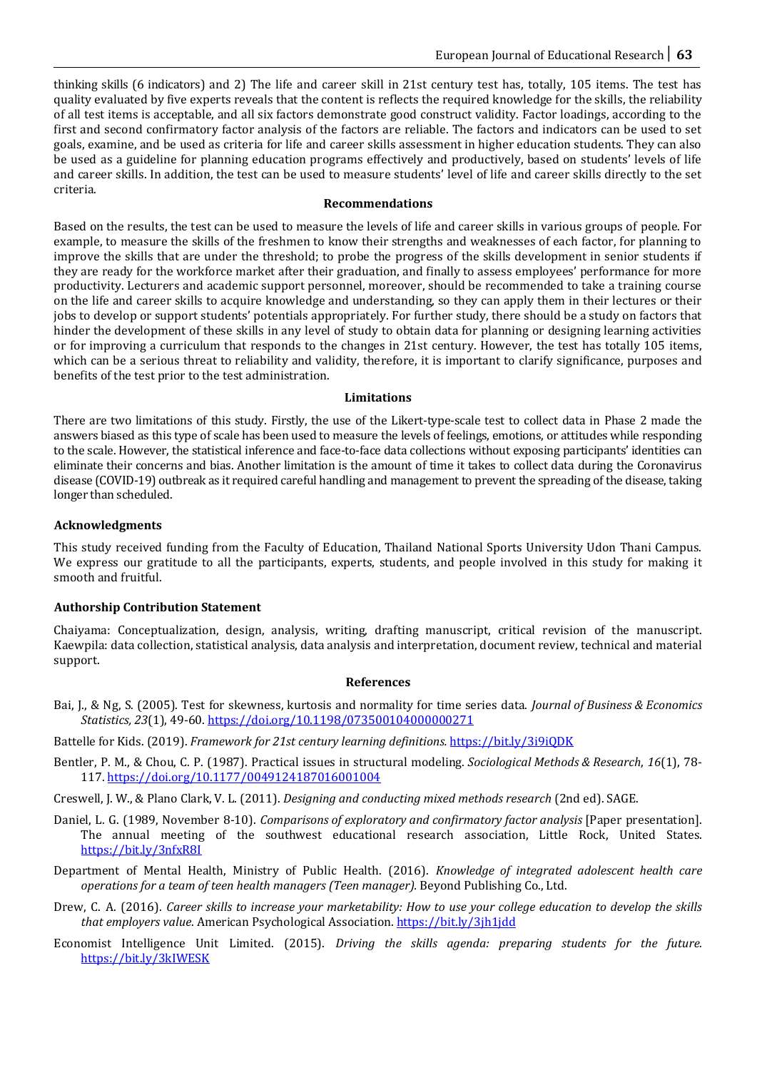thinking skills (6 indicators) and 2) The life and career skill in 21st century test has, totally, 105 items. The test has quality evaluated by five experts reveals that the content is reflects the required knowledge for the skills, the reliability of all test items is acceptable, and all six factors demonstrate good construct validity. Factor loadings, according to the first and second confirmatory factor analysis of the factors are reliable. The factors and indicators can be used to set goals, examine, and be used as criteria for life and career skills assessment in higher education students. They can also be used as a guideline for planning education programs effectively and productively, based on students' levels of life and career skills. In addition, the test can be used to measure students' level of life and career skills directly to the set criteria.

## Recommendations

Based on the results, the test can be used to measure the levels of life and career skills in various groups of people. For example, to measure the skills of the freshmen to know their strengths and weaknesses of each factor, for planning to improve the skills that are under the threshold; to probe the progress of the skills development in senior students if they are ready for the workforce market after their graduation, and finally to assess employees' performance for more productivity. Lecturers and academic support personnel, moreover, should be recommended to take a training course on the life and career skills to acquire knowledge and understanding, so they can apply them in their lectures or their jobs to develop or support students' potentials appropriately. For further study, there should be a study on factors that hinder the development of these skills in any level of study to obtain data for planning or designing learning activities or for improving a curriculum that responds to the changes in 21st century. However, the test has totally 105 items, which can be a serious threat to reliability and validity, therefore, it is important to clarify significance, purposes and benefits of the test prior to the test administration.

## Limitations

There are two limitations of this study. Firstly, the use of the Likert-type-scale test to collect data in Phase 2 made the answers biased as this type of scale has been used to measure the levels of feelings, emotions, or attitudes while responding to the scale. However, the statistical inference and face-to-face data collections without exposing participants' identities can eliminate their concerns and bias. Another limitation is the amount of time it takes to collect data during the Coronavirus disease (COVID-19) outbreak as it required careful handling and management to prevent the spreading of the disease, taking longer than scheduled.

### Acknowledgments

This study received funding from the Faculty of Education, Thailand National Sports University Udon Thani Campus. We express our gratitude to all the participants, experts, students, and people involved in this study for making it smooth and fruitful.

### Authorship Contribution Statement

Chaiyama: Conceptualization, design, analysis, writing, drafting manuscript, critical revision of the manuscript. Kaewpila: data collection, statistical analysis, data analysis and interpretation, document review, technical and material support.

## References

Bai, J., & Ng, S. (2005). Test for skewness, kurtosis and normality for time series data. *Journal of Business & Economics Statistics, 23*(1), 49-60. https://doi.org/10.1198/073500104000000271

Battelle for Kids. (2019). *Framework for 21st century learning definitions.* https://bit.ly/3i9iQDK

Bentler, P. M., & Chou, C. P. (1987). Practical issues in structural modeling. *Sociological Methods & Research*, *16*(1), 78-117. https://doi.org/10.1177/0049124187016001004

Creswell, J. W., & Plano Clark, V. L. (2011). *Designing and conducting mixed methods research* (2nd ed). SAGE.

Daniel, L. G. (1989, November 8-10). *Comparisons of exploratory and confirmatory factor analysis* [Paper presentation]. The annual meeting of the southwest educational research association, Little Rock, United States. https://bit.ly/3nfxR8I

Department of Mental Health, Ministry of Public Health. (2016). *Knowledge of integrated adolescent health care operations for a team of teen health managers (Teen manager).* Beyond Publishing Co., Ltd.

Drew, C. A. (2016). *Career skills to increase your marketability: How to use your college education to develop the skills that employers value*. American Psychological Association. https://bit.ly/3jh1jdd

Economist Intelligence Unit Limited. (2015). *Driving the skills agenda: preparing students for the future.* https://bit.ly/3kIWESK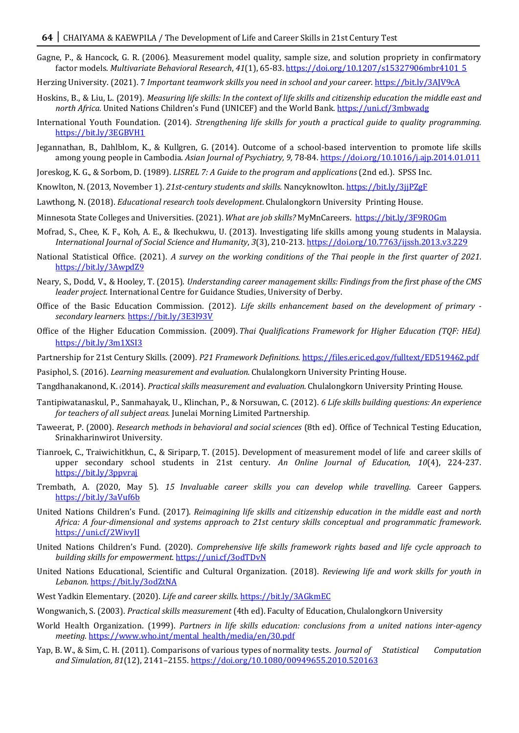Gagne, P., & Hancock, G. R. (2006). Measurement model quality, sample size, and solution propriety in confirmatory factor models. *Multivariate Behavioral Research*, *41*(1), 65-83. https://doi.org/10.1207/s15327906mbr4101_5

Herzing University. (2021). *7 Important teamwork skills you need in school and your career.* https://bit.ly/3AJV9cA

Hoskins, B., & Liu, L. (2019). *Measuring life skills: In the context of life skills and citizenship education the middle east and north Africa.* United Nations Children's Fund (UNICEF) and the World Bank. https://uni.cf/3mbwadg

International Youth Foundation. (2014). *Strengthening life skills for youth a practical guide to quality programming.* https://bit.ly/3EGBVH1

Jegannathan, B., Dahlblom, K., & Kullgren, G. (2014). Outcome of a school-based intervention to promote life skills among young people in Cambodia. *Asian Journal of Psychiatry, 9,* 78-84. https://doi.org/10.1016/j.ajp.2014.01.011

Joreskog, K. G., & Sorbom, D. (1989). *LISREL 7: A Guide to the program and applications* (2nd ed.). SPSS Inc.

Knowlton, N. (2013, November 1). *21st-century students and skills.* Nancyknowlton. https://bit.ly/3jjPZgF

Lawthong, N. (2018). *Educational research tools development*. Chulalongkorn University Printing House.

Minnesota State Colleges and Universities. (2021). *What are job skills?* MyMnCareers. https://bit.ly/3F9ROGm

Mofrad, S., Chee, K. F., Koh, A. E., & Ikechukwu, U. (2013). Investigating life skills among young students in Malaysia. *International Journal of Social Science and Humanity*, *3*(3), 210-213. https://doi.org/10.7763/ijssh.2013.v3.229

National Statistical Office. (2021). *A survey on the working conditions of the Thai people in the first quarter of 2021.* https://bit.ly/3AwpdZ9

Neary, S., Dodd, V., & Hooley, T. (2015). *Understanding career management skills: Findings from the first phase of the CMS leader project.* International Centre for Guidance Studies, University of Derby.

Office of the Basic Education Commission. (2012). *Life skills enhancement based on the development of primary - secondary learners.* https://bit.ly/3E3l93V

Office of the Higher Education Commission. (2009). *Thai Qualifications Framework for Higher Education (TQF: HEd).* https://bit.ly/3m1XSI3

Partnership for 21st Century Skills. (2009). *P21 Framework Definitions.* https://files.eric.ed.gov/fulltext/ED519462.pdf

Pasiphol, S. (2016). *Learning measurement and evaluation.* Chulalongkorn University Printing House.

Tangdhanakanond, K. (2014). *Practical skills measurement and evaluation.* Chulalongkorn University Printing House.

Tantipiwatanaskul, P., Sanmahayak, U., Klinchan, P., & Norsuwan, C. (2012). *6 Life skills building questions: An experience for teachers of all subject areas.* Junelai Morning Limited Partnership.

Taweerat, P. (2000). *Research methods in behavioral and social sciences* (8th ed). Office of Technical Testing Education, Srinakharinwirot University.

Tianroek, C., Traiwichitkhun, C., & Siriparp, T. (2015). Development of measurement model of life and career skills of upper secondary school students in 21st century. *An Online Journal of Education*, *10*(4), 224-237. https://bit.ly/3ppvraj

Trembath, A. (2020, May 5). *15 Invaluable career skills you can develop while travelling.* Career Gappers. https://bit.ly/3aVuf6b

United Nations Children's Fund. (2017). *Reimagining life skills and citizenship education in the middle east and north Africa: A four-dimensional and systems approach to 21st century skills conceptual and programmatic framework*. https://uni.cf/2WivyIJ

United Nations Children's Fund. (2020). *Comprehensive life skills framework rights based and life cycle approach to building skills for empowerment.* https://uni.cf/3odTDvN

United Nations Educational, Scientific and Cultural Organization. (2018). *Reviewing life and work skills for youth in Lebanon.* https://bit.ly/3odZtNA

West Yadkin Elementary. (2020). *Life and career skills.* https://bit.ly/3AGkmEC

Wongwanich, S. (2003). *Practical skills measurement* (4th ed). Faculty of Education, Chulalongkorn University

World Health Organization. (1999). *Partners in life skills education: conclusions from a united nations inter-agency meeting.* https://www.who.int/mental_health/media/en/30.pdf

Yap, B. W., & Sim, C. H. (2011). Comparisons of various types of normality tests. *Journal of Statistical Computation and Simulation, 81*(12), 2141–2155. https://doi.org/10.1080/00949655.2010.520163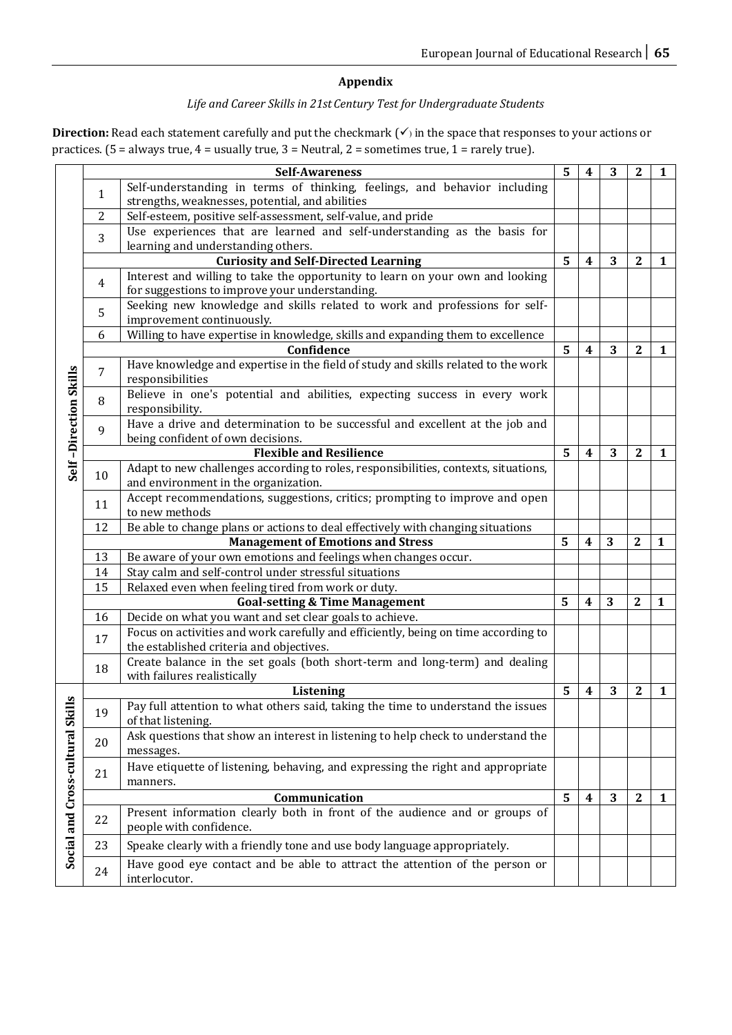## Appendix

*Life and Career Skills in 21st Century Test for Undergraduate Students*

**Direction:** Read each statement carefully and put the checkmark (✓) in the space that responses to your actions or practices. (5 = always true, 4 = usually true, 3 = Neutral, 2 = sometimes true, 1 = rarely true).

| | | **Self-Awareness** | **5** | **4** | **3** | **2** | **1** |
|---|---|---|---|---|---|---|---|
| **Self –Direction Skills** | 1 | Self-understanding in terms of thinking, feelings, and behavior including strengths, weaknesses, potential, and abilities | | | | | |
| | 2 | Self-esteem, positive self-assessment, self-value, and pride | | | | | |
| | 3 | Use experiences that are learned and self-understanding as the basis for learning and understanding others. | | | | | |
| | | **Curiosity and Self-Directed Learning** | **5** | **4** | **3** | **2** | **1** |
| | 4 | Interest and willing to take the opportunity to learn on your own and looking for suggestions to improve your understanding. | | | | | |
| | 5 | Seeking new knowledge and skills related to work and professions for self-improvement continuously. | | | | | |
| | 6 | Willing to have expertise in knowledge, skills and expanding them to excellence | | | | | |
| | | **Confidence** | **5** | **4** | **3** | **2** | **1** |
| | 7 | Have knowledge and expertise in the field of study and skills related to the work responsibilities | | | | | |
| | 8 | Believe in one's potential and abilities, expecting success in every work responsibility. | | | | | |
| | 9 | Have a drive and determination to be successful and excellent at the job and being confident of own decisions. | | | | | |
| | | **Flexible and Resilience** | **5** | **4** | **3** | **2** | **1** |
| | 10 | Adapt to new challenges according to roles, responsibilities, contexts, situations, and environment in the organization. | | | | | |
| | 11 | Accept recommendations, suggestions, critics; prompting to improve and open to new methods | | | | | |
| | 12 | Be able to change plans or actions to deal effectively with changing situations | | | | | |
| | | **Management of Emotions and Stress** | **5** | **4** | **3** | **2** | **1** |
| | 13 | Be aware of your own emotions and feelings when changes occur. | | | | | |
| | 14 | Stay calm and self-control under stressful situations | | | | | |
| | 15 | Relaxed even when feeling tired from work or duty. | | | | | |
| | | **Goal-setting & Time Management** | **5** | **4** | **3** | **2** | **1** |
| | 16 | Decide on what you want and set clear goals to achieve. | | | | | |
| | 17 | Focus on activities and work carefully and efficiently, being on time according to the established criteria and objectives. | | | | | |
| | 18 | Create balance in the set goals (both short-term and long-term) and dealing with failures realistically | | | | | |
| **Social and Cross-cultural Skills** | | **Listening** | **5** | **4** | **3** | **2** | **1** |
| | 19 | Pay full attention to what others said, taking the time to understand the issues of that listening. | | | | | |
| | 20 | Ask questions that show an interest in listening to help check to understand the messages. | | | | | |
| | 21 | Have etiquette of listening, behaving, and expressing the right and appropriate manners. | | | | | |
| | | **Communication** | **5** | **4** | **3** | **2** | **1** |
| | 22 | Present information clearly both in front of the audience and or groups of people with confidence. | | | | | |
| | 23 | Speake clearly with a friendly tone and use body language appropriately. | | | | | |
| | 24 | Have good eye contact and be able to attract the attention of the person or interlocutor. | | | | | |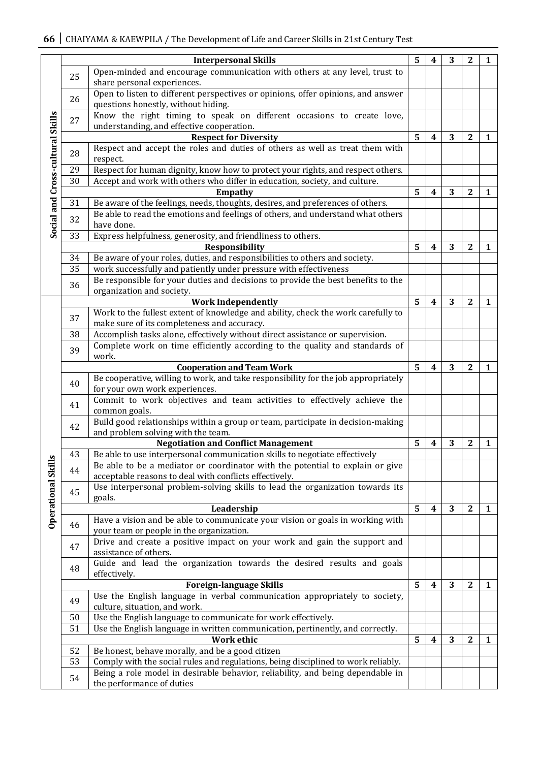| | | | 5 | 4 | 3 | 2 | 1 |
|---|---|---|---|---|---|---|---|
| Social and Cross-cultural Skills | | **Interpersonal Skills** | **5** | **4** | **3** | **2** | **1** |
| | 25 | Open-minded and encourage communication with others at any level, trust to share personal experiences. | | | | | |
| | 26 | Open to listen to different perspectives or opinions, offer opinions, and answer questions honestly, without hiding. | | | | | |
| | 27 | Know the right timing to speak on different occasions to create love, understanding, and effective cooperation. | | | | | |
| | | **Respect for Diversity** | **5** | **4** | **3** | **2** | **1** |
| | 28 | Respect and accept the roles and duties of others as well as treat them with respect. | | | | | |
| | 29 | Respect for human dignity, know how to protect your rights, and respect others. | | | | | |
| | 30 | Accept and work with others who differ in education, society, and culture. | | | | | |
| | | **Empathy** | **5** | **4** | **3** | **2** | **1** |
| | 31 | Be aware of the feelings, needs, thoughts, desires, and preferences of others. | | | | | |
| | 32 | Be able to read the emotions and feelings of others, and understand what others have done. | | | | | |
| | 33 | Express helpfulness, generosity, and friendliness to others. | | | | | |
| | | **Responsibility** | **5** | **4** | **3** | **2** | **1** |
| | 34 | Be aware of your roles, duties, and responsibilities to others and society. | | | | | |
| | 35 | work successfully and patiently under pressure with effectiveness | | | | | |
| | 36 | Be responsible for your duties and decisions to provide the best benefits to the organization and society. | | | | | |
| Operational Skills | | **Work Independently** | **5** | **4** | **3** | **2** | **1** |
| | 37 | Work to the fullest extent of knowledge and ability, check the work carefully to make sure of its completeness and accuracy. | | | | | |
| | 38 | Accomplish tasks alone, effectively without direct assistance or supervision. | | | | | |
| | 39 | Complete work on time efficiently according to the quality and standards of work. | | | | | |
| | | **Cooperation and Team Work** | **5** | **4** | **3** | **2** | **1** |
| | 40 | Be cooperative, willing to work, and take responsibility for the job appropriately for your own work experiences. | | | | | |
| | 41 | Commit to work objectives and team activities to effectively achieve the common goals. | | | | | |
| | 42 | Build good relationships within a group or team, participate in decision-making and problem solving with the team. | | | | | |
| | | **Negotiation and Conflict Management** | **5** | **4** | **3** | **2** | **1** |
| | 43 | Be able to use interpersonal communication skills to negotiate effectively | | | | | |
| | 44 | Be able to be a mediator or coordinator with the potential to explain or give acceptable reasons to deal with conflicts effectively. | | | | | |
| | 45 | Use interpersonal problem-solving skills to lead the organization towards its goals. | | | | | |
| | | **Leadership** | **5** | **4** | **3** | **2** | **1** |
| | 46 | Have a vision and be able to communicate your vision or goals in working with your team or people in the organization. | | | | | |
| | 47 | Drive and create a positive impact on your work and gain the support and assistance of others. | | | | | |
| | 48 | Guide and lead the organization towards the desired results and goals effectively. | | | | | |
| | | **Foreign-language Skills** | **5** | **4** | **3** | **2** | **1** |
| | 49 | Use the English language in verbal communication appropriately to society, culture, situation, and work. | | | | | |
| | 50 | Use the English language to communicate for work effectively. | | | | | |
| | 51 | Use the English language in written communication, pertinently, and correctly. | | | | | |
| | | **Work ethic** | **5** | **4** | **3** | **2** | **1** |
| | 52 | Be honest, behave morally, and be a good citizen | | | | | |
| | 53 | Comply with the social rules and regulations, being disciplined to work reliably. | | | | | |
| | 54 | Being a role model in desirable behavior, reliability, and being dependable in the performance of duties | | | | | |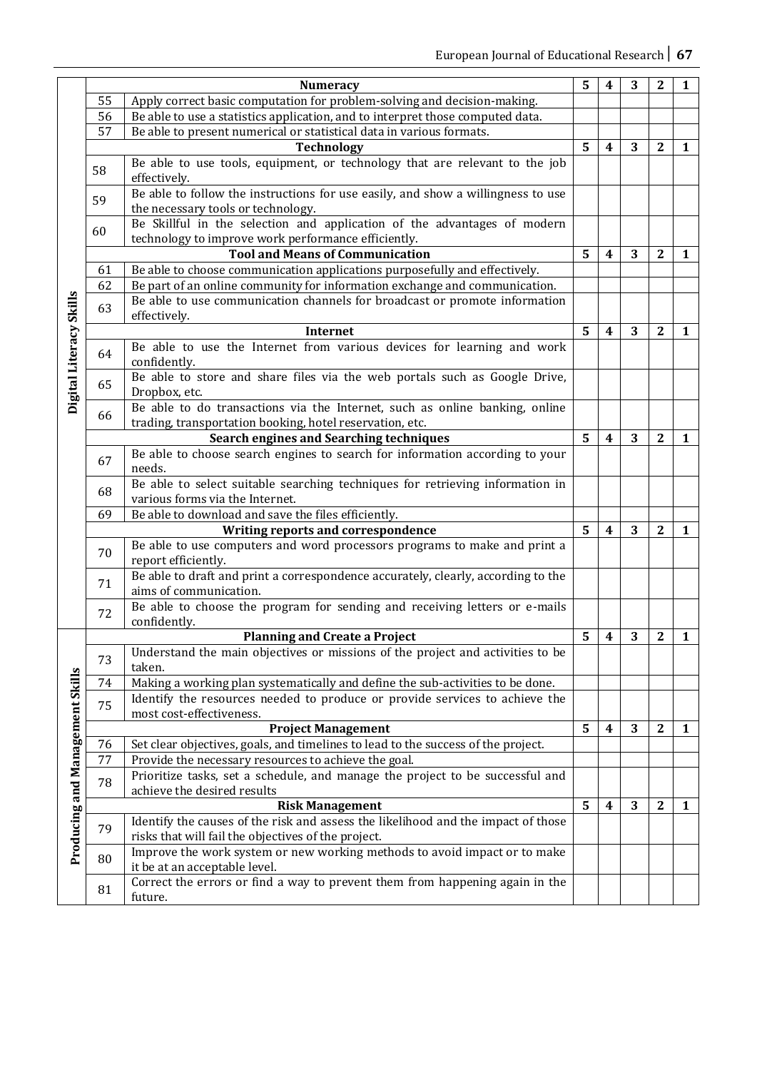| | | | 5 | 4 | 3 | 2 | 1 |
|---|---|---|---|---|---|---|---|
| Digital Literacy Skills | | **Numeracy** | **5** | **4** | **3** | **2** | **1** |
| | 55 | Apply correct basic computation for problem-solving and decision-making. | | | | | |
| | 56 | Be able to use a statistics application, and to interpret those computed data. | | | | | |
| | 57 | Be able to present numerical or statistical data in various formats. | | | | | |
| | | **Technology** | **5** | **4** | **3** | **2** | **1** |
| | 58 | Be able to use tools, equipment, or technology that are relevant to the job effectively. | | | | | |
| | 59 | Be able to follow the instructions for use easily, and show a willingness to use the necessary tools or technology. | | | | | |
| | 60 | Be Skillful in the selection and application of the advantages of modern technology to improve work performance efficiently. | | | | | |
| | | **Tool and Means of Communication** | **5** | **4** | **3** | **2** | **1** |
| | 61 | Be able to choose communication applications purposefully and effectively. | | | | | |
| | 62 | Be part of an online community for information exchange and communication. | | | | | |
| | 63 | Be able to use communication channels for broadcast or promote information effectively. | | | | | |
| | | **Internet** | **5** | **4** | **3** | **2** | **1** |
| | 64 | Be able to use the Internet from various devices for learning and work confidently. | | | | | |
| | 65 | Be able to store and share files via the web portals such as Google Drive, Dropbox, etc. | | | | | |
| | 66 | Be able to do transactions via the Internet, such as online banking, online trading, transportation booking, hotel reservation, etc. | | | | | |
| | | **Search engines and Searching techniques** | **5** | **4** | **3** | **2** | **1** |
| | 67 | Be able to choose search engines to search for information according to your needs. | | | | | |
| | 68 | Be able to select suitable searching techniques for retrieving information in various forms via the Internet. | | | | | |
| | 69 | Be able to download and save the files efficiently. | | | | | |
| | | **Writing reports and correspondence** | **5** | **4** | **3** | **2** | **1** |
| | 70 | Be able to use computers and word processors programs to make and print a report efficiently. | | | | | |
| | 71 | Be able to draft and print a correspondence accurately, clearly, according to the aims of communication. | | | | | |
| | 72 | Be able to choose the program for sending and receiving letters or e-mails confidently. | | | | | |
| Producing and Management Skills | | **Planning and Create a Project** | **5** | **4** | **3** | **2** | **1** |
| | 73 | Understand the main objectives or missions of the project and activities to be taken. | | | | | |
| | 74 | Making a working plan systematically and define the sub-activities to be done. | | | | | |
| | 75 | Identify the resources needed to produce or provide services to achieve the most cost-effectiveness. | | | | | |
| | | **Project Management** | **5** | **4** | **3** | **2** | **1** |
| | 76 | Set clear objectives, goals, and timelines to lead to the success of the project. | | | | | |
| | 77 | Provide the necessary resources to achieve the goal. | | | | | |
| | 78 | Prioritize tasks, set a schedule, and manage the project to be successful and achieve the desired results | | | | | |
| | | **Risk Management** | **5** | **4** | **3** | **2** | **1** |
| | 79 | Identify the causes of the risk and assess the likelihood and the impact of those risks that will fail the objectives of the project. | | | | | |
| | 80 | Improve the work system or new working methods to avoid impact or to make it be at an acceptable level. | | | | | |
| | 81 | Correct the errors or find a way to prevent them from happening again in the future. | | | | | |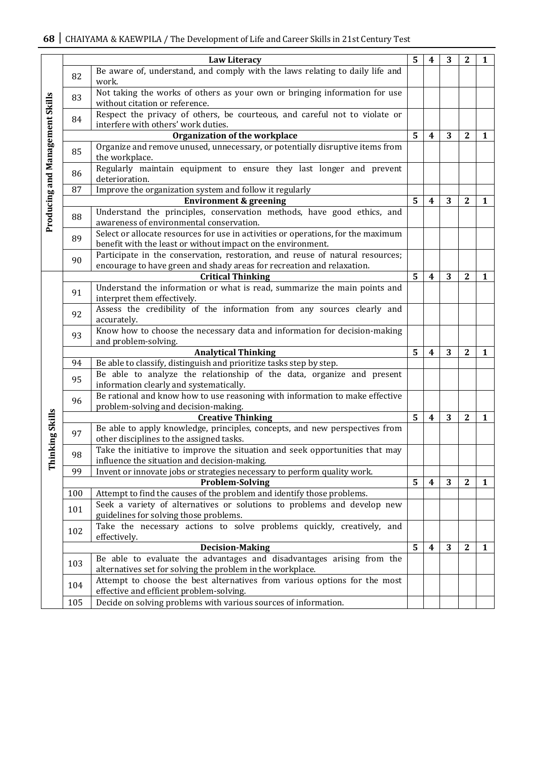| | | | 5 | 4 | 3 | 2 | 1 |
|---|---|---|---|---|---|---|---|
| Producing and Management Skills | | **Law Literacy** | **5** | **4** | **3** | **2** | **1** |
| | 82 | Be aware of, understand, and comply with the laws relating to daily life and work. | | | | | |
| | 83 | Not taking the works of others as your own or bringing information for use without citation or reference. | | | | | |
| | 84 | Respect the privacy of others, be courteous, and careful not to violate or interfere with others' work duties. | | | | | |
| | | **Organization of the workplace** | **5** | **4** | **3** | **2** | **1** |
| | 85 | Organize and remove unused, unnecessary, or potentially disruptive items from the workplace. | | | | | |
| | 86 | Regularly maintain equipment to ensure they last longer and prevent deterioration. | | | | | |
| | 87 | Improve the organization system and follow it regularly | | | | | |
| | | **Environment & greening** | **5** | **4** | **3** | **2** | **1** |
| | 88 | Understand the principles, conservation methods, have good ethics, and awareness of environmental conservation. | | | | | |
| | 89 | Select or allocate resources for use in activities or operations, for the maximum benefit with the least or without impact on the environment. | | | | | |
| | 90 | Participate in the conservation, restoration, and reuse of natural resources; encourage to have green and shady areas for recreation and relaxation. | | | | | |
| Thinking Skills | | **Critical Thinking** | **5** | **4** | **3** | **2** | **1** |
| | 91 | Understand the information or what is read, summarize the main points and interpret them effectively. | | | | | |
| | 92 | Assess the credibility of the information from any sources clearly and accurately. | | | | | |
| | 93 | Know how to choose the necessary data and information for decision-making and problem-solving. | | | | | |
| | | **Analytical Thinking** | **5** | **4** | **3** | **2** | **1** |
| | 94 | Be able to classify, distinguish and prioritize tasks step by step. | | | | | |
| | 95 | Be able to analyze the relationship of the data, organize and present information clearly and systematically. | | | | | |
| | 96 | Be rational and know how to use reasoning with information to make effective problem-solving and decision-making. | | | | | |
| | | **Creative Thinking** | **5** | **4** | **3** | **2** | **1** |
| | 97 | Be able to apply knowledge, principles, concepts, and new perspectives from other disciplines to the assigned tasks. | | | | | |
| | 98 | Take the initiative to improve the situation and seek opportunities that may influence the situation and decision-making. | | | | | |
| | 99 | Invent or innovate jobs or strategies necessary to perform quality work. | | | | | |
| | | **Problem-Solving** | **5** | **4** | **3** | **2** | **1** |
| | 100 | Attempt to find the causes of the problem and identify those problems. | | | | | |
| | 101 | Seek a variety of alternatives or solutions to problems and develop new guidelines for solving those problems. | | | | | |
| | 102 | Take the necessary actions to solve problems quickly, creatively, and effectively. | | | | | |
| | | **Decision-Making** | **5** | **4** | **3** | **2** | **1** |
| | 103 | Be able to evaluate the advantages and disadvantages arising from the alternatives set for solving the problem in the workplace. | | | | | |
| | 104 | Attempt to choose the best alternatives from various options for the most effective and efficient problem-solving. | | | | | |
| | 105 | Decide on solving problems with various sources of information. | | | | | |